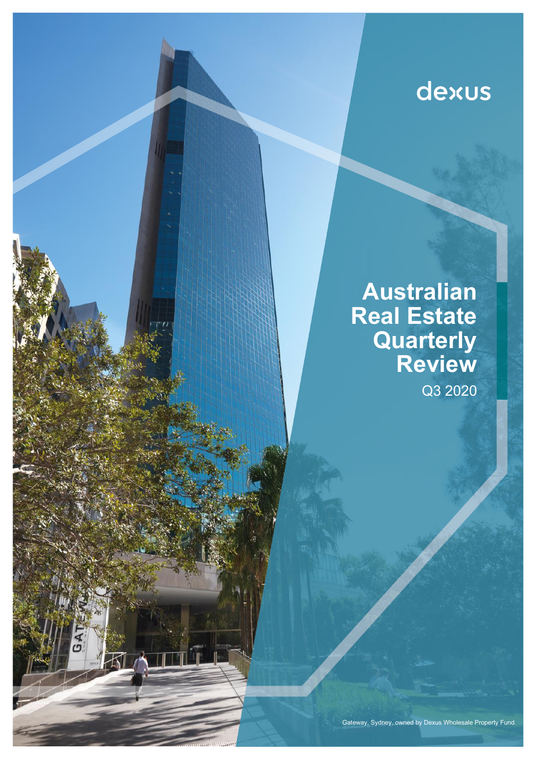dexus

# Australian Real Estate Quarterly Review

Q3 2020

Gateway, Sydney, owned by Dexus Wholesale Property Fund.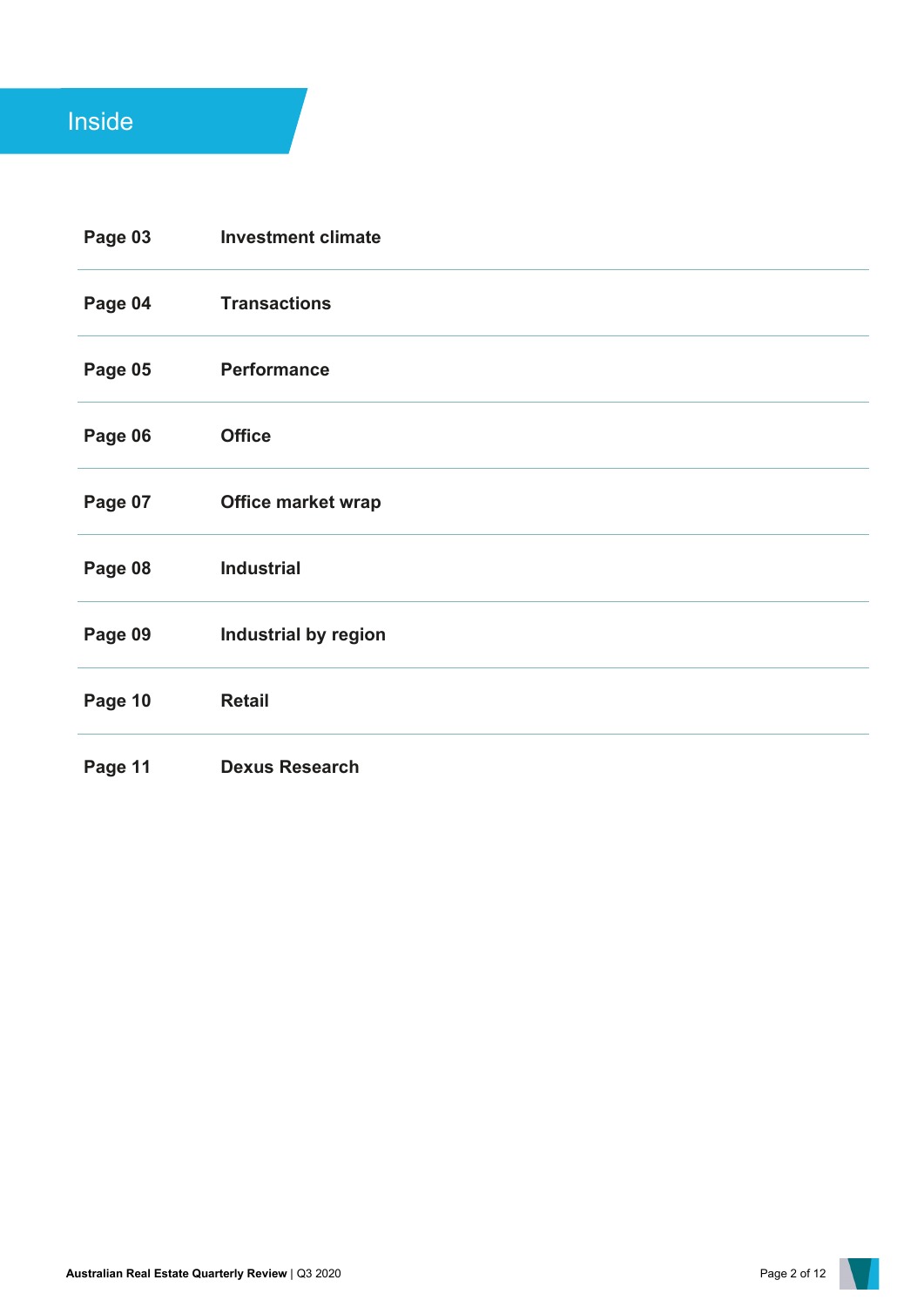# Inside

| | |
|---|---|
| **Page 03** | **Investment climate** |
| **Page 04** | **Transactions** |
| **Page 05** | **Performance** |
| **Page 06** | **Office** |
| **Page 07** | **Office market wrap** |
| **Page 08** | **Industrial** |
| **Page 09** | **Industrial by region** |
| **Page 10** | **Retail** |
| **Page 11** | **Dexus Research** |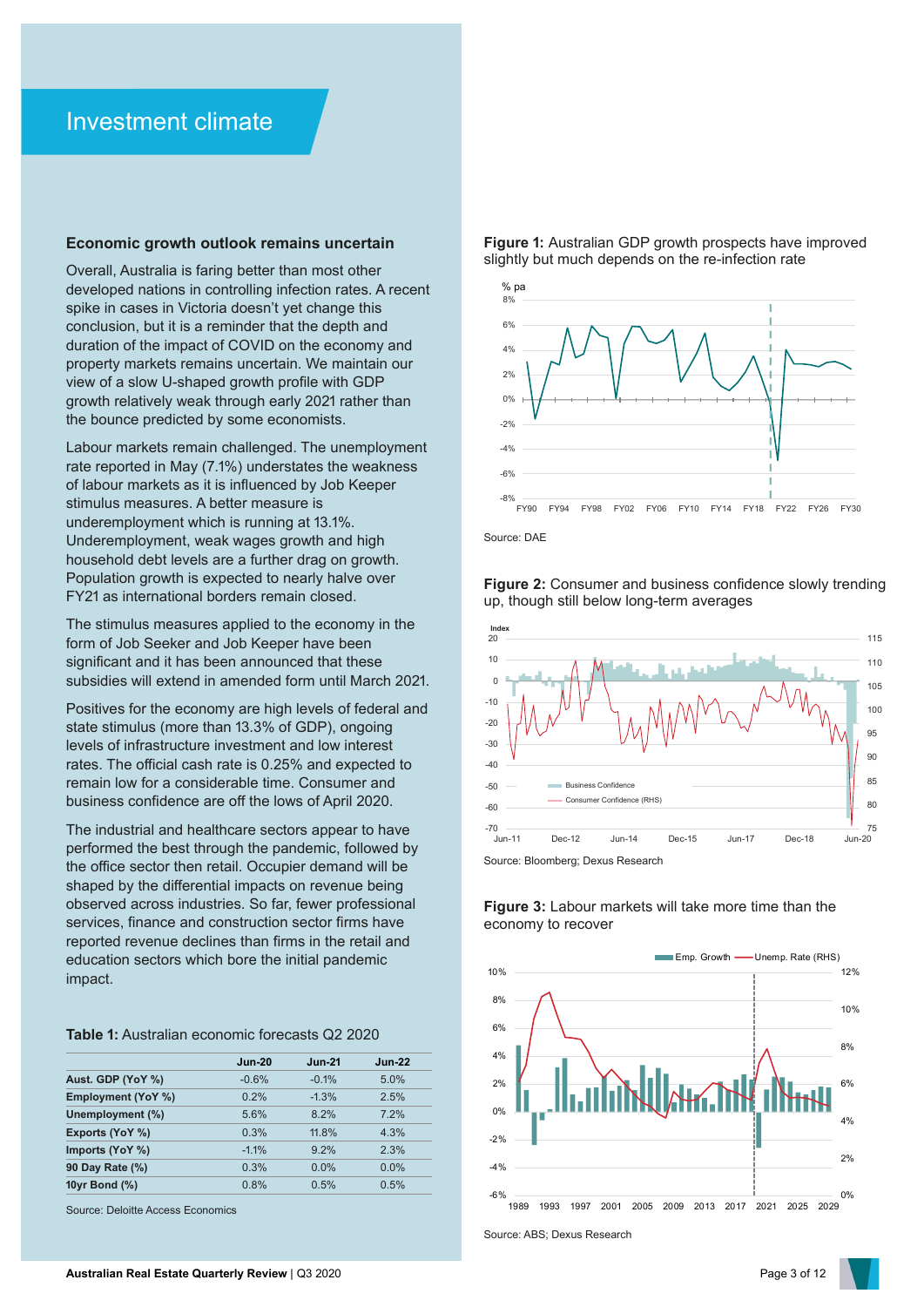# Investment climate

### Economic growth outlook remains uncertain

Overall, Australia is faring better than most other developed nations in controlling infection rates. A recent spike in cases in Victoria doesn't yet change this conclusion, but it is a reminder that the depth and duration of the impact of COVID on the economy and property markets remains uncertain. We maintain our view of a slow U-shaped growth profile with GDP growth relatively weak through early 2021 rather than the bounce predicted by some economists.

Labour markets remain challenged. The unemployment rate reported in May (7.1%) understates the weakness of labour markets as it is influenced by Job Keeper stimulus measures. A better measure is underemployment which is running at 13.1%. Underemployment, weak wages growth and high household debt levels are a further drag on growth. Population growth is expected to nearly halve over FY21 as international borders remain closed.

The stimulus measures applied to the economy in the form of Job Seeker and Job Keeper have been significant and it has been announced that these subsidies will extend in amended form until March 2021.

Positives for the economy are high levels of federal and state stimulus (more than 13.3% of GDP), ongoing levels of infrastructure investment and low interest rates. The official cash rate is 0.25% and expected to remain low for a considerable time. Consumer and business confidence are off the lows of April 2020.

The industrial and healthcare sectors appear to have performed the best through the pandemic, followed by the office sector then retail. Occupier demand will be shaped by the differential impacts on revenue being observed across industries. So far, fewer professional services, finance and construction sector firms have reported revenue declines than firms in the retail and education sectors which bore the initial pandemic impact.

**Table 1:** Australian economic forecasts Q2 2020

| | Jun-20 | Jun-21 | Jun-22 |
|---|---|---|---|
| **Aust. GDP (YoY %)** | -0.6% | -0.1% | 5.0% |
| **Employment (YoY %)** | 0.2% | -1.3% | 2.5% |
| **Unemployment (%)** | 5.6% | 8.2% | 7.2% |
| **Exports (YoY %)** | 0.3% | 11.8% | 4.3% |
| **Imports (YoY %)** | -1.1% | 9.2% | 2.3% |
| **90 Day Rate (%)** | 0.3% | 0.0% | 0.0% |
| **10yr Bond (%)** | 0.8% | 0.5% | 0.5% |

Source: Deloitte Access Economics

**Figure 1:** Australian GDP growth prospects have improved slightly but much depends on the re-infection rate

Source: DAE

**Figure 2:** Consumer and business confidence slowly trending up, though still below long-term averages

Source: Bloomberg; Dexus Research

**Figure 3:** Labour markets will take more time than the economy to recover

Source: ABS; Dexus Research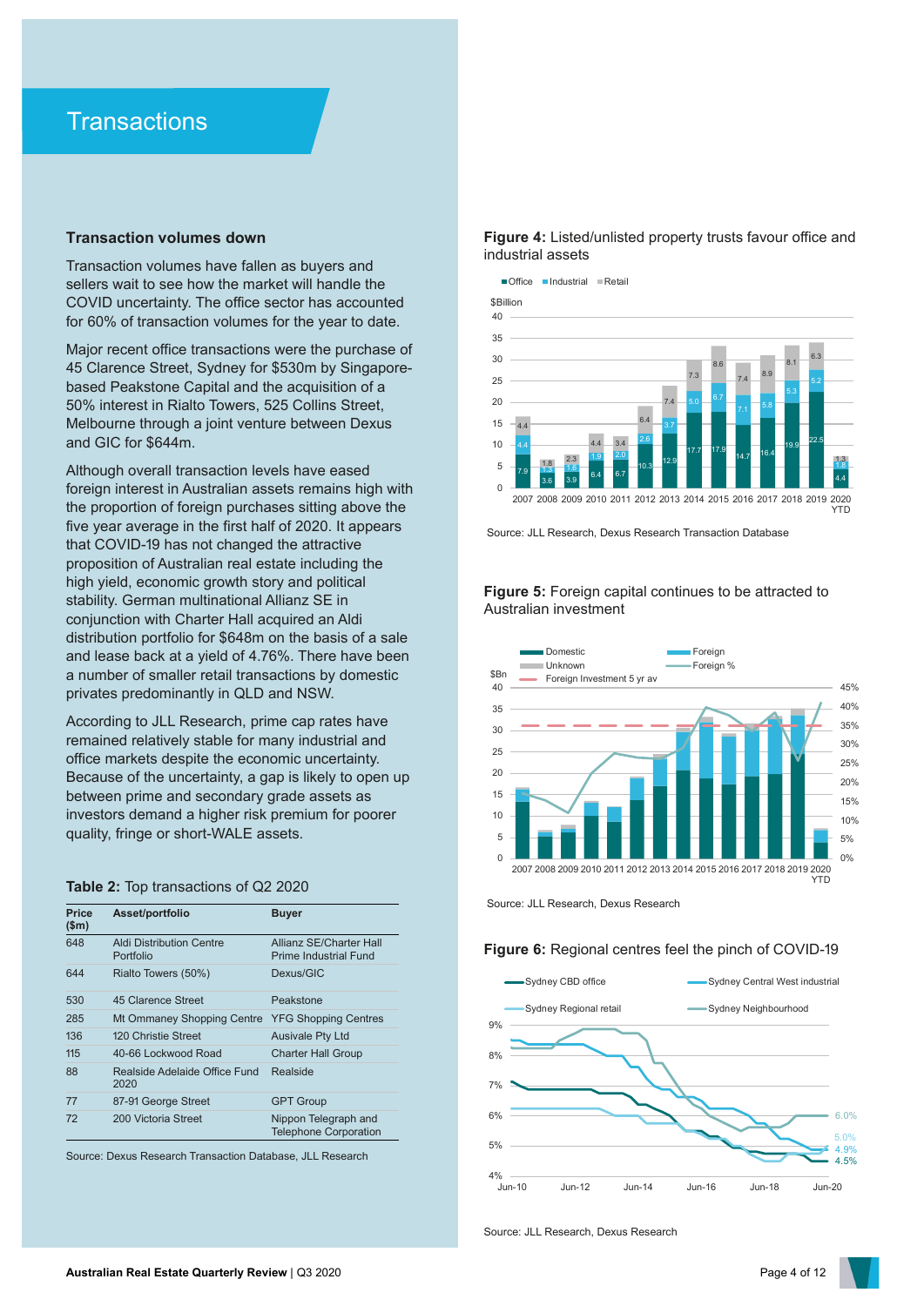# Transactions

### Transaction volumes down

Transaction volumes have fallen as buyers and sellers wait to see how the market will handle the COVID uncertainty. The office sector has accounted for 60% of transaction volumes for the year to date.

Major recent office transactions were the purchase of 45 Clarence Street, Sydney for $530m by Singapore-based Peakstone Capital and the acquisition of a 50% interest in Rialto Towers, 525 Collins Street, Melbourne through a joint venture between Dexus and GIC for $644m.

Although overall transaction levels have eased foreign interest in Australian assets remains high with the proportion of foreign purchases sitting above the five year average in the first half of 2020. It appears that COVID-19 has not changed the attractive proposition of Australian real estate including the high yield, economic growth story and political stability. German multinational Allianz SE in conjunction with Charter Hall acquired an Aldi distribution portfolio for $648m on the basis of a sale and lease back at a yield of 4.76%. There have been a number of smaller retail transactions by domestic privates predominantly in QLD and NSW.

According to JLL Research, prime cap rates have remained relatively stable for many industrial and office markets despite the economic uncertainty. Because of the uncertainty, a gap is likely to open up between prime and secondary grade assets as investors demand a higher risk premium for poorer quality, fringe or short-WALE assets.

**Table 2:** Top transactions of Q2 2020

| Price ($m) | Asset/portfolio | Buyer |
|---|---|---|
| 648 | Aldi Distribution Centre Portfolio | Allianz SE/Charter Hall Prime Industrial Fund |
| 644 | Rialto Towers (50%) | Dexus/GIC |
| 530 | 45 Clarence Street | Peakstone |
| 285 | Mt Ommaney Shopping Centre | YFG Shopping Centres |
| 136 | 120 Christie Street | Ausivale Pty Ltd |
| 115 | 40-66 Lockwood Road | Charter Hall Group |
| 88 | Realside Adelaide Office Fund 2020 | Realside |
| 77 | 87-91 George Street | GPT Group |
| 72 | 200 Victoria Street | Nippon Telegraph and Telephone Corporation |

Source: Dexus Research Transaction Database, JLL Research

**Figure 4:** Listed/unlisted property trusts favour office and industrial assets

| Year | Office ($Billion) | Industrial ($Billion) | Retail ($Billion) |
|---|---|---|---|
| 2007 | 7.9 | 4.4 | 4.4 |
| 2008 | 3.6 | 1.3 | 1.8 |
| 2009 | 3.9 | 1.6 | 2.3 |
| 2010 | 6.4 | 1.9 | 4.4 |
| 2011 | 6.7 | 2.0 | 3.4 |
| 2012 | 10.3 | 2.6 | 6.4 |
| 2013 | 12.9 | 3.7 | 7.4 |
| 2014 | 17.7 | 5.0 | 7.3 |
| 2015 | 17.9 | 6.7 | 8.6 |
| 2016 | 14.7 | 7.1 | 7.4 |
| 2017 | 16.4 | 5.8 | 8.9 |
| 2018 | 19.9 | 5.3 | 8.1 |
| 2019 | 22.5 | 5.2 | 6.3 |
| 2020 YTD | 4.4 | 1.8 | 1.3 |

Source: JLL Research, Dexus Research Transaction Database

**Figure 5:** Foreign capital continues to be attracted to Australian investment

Legend: Domestic, Foreign, Unknown, Foreign %, Foreign Investment 5 yr av. Axes: $Bn (0–40); % (0%–45%); years 2007–2020 YTD.

Source: JLL Research, Dexus Research

**Figure 6:** Regional centres feel the pinch of COVID-19

Legend: Sydney CBD office, Sydney Central West industrial, Sydney Regional retail, Sydney Neighbourhood. Axis: 4%–9%; Jun-10 to Jun-20. End values: 6.0%, 5.0%, 4.9%, 4.5%.

Source: JLL Research, Dexus Research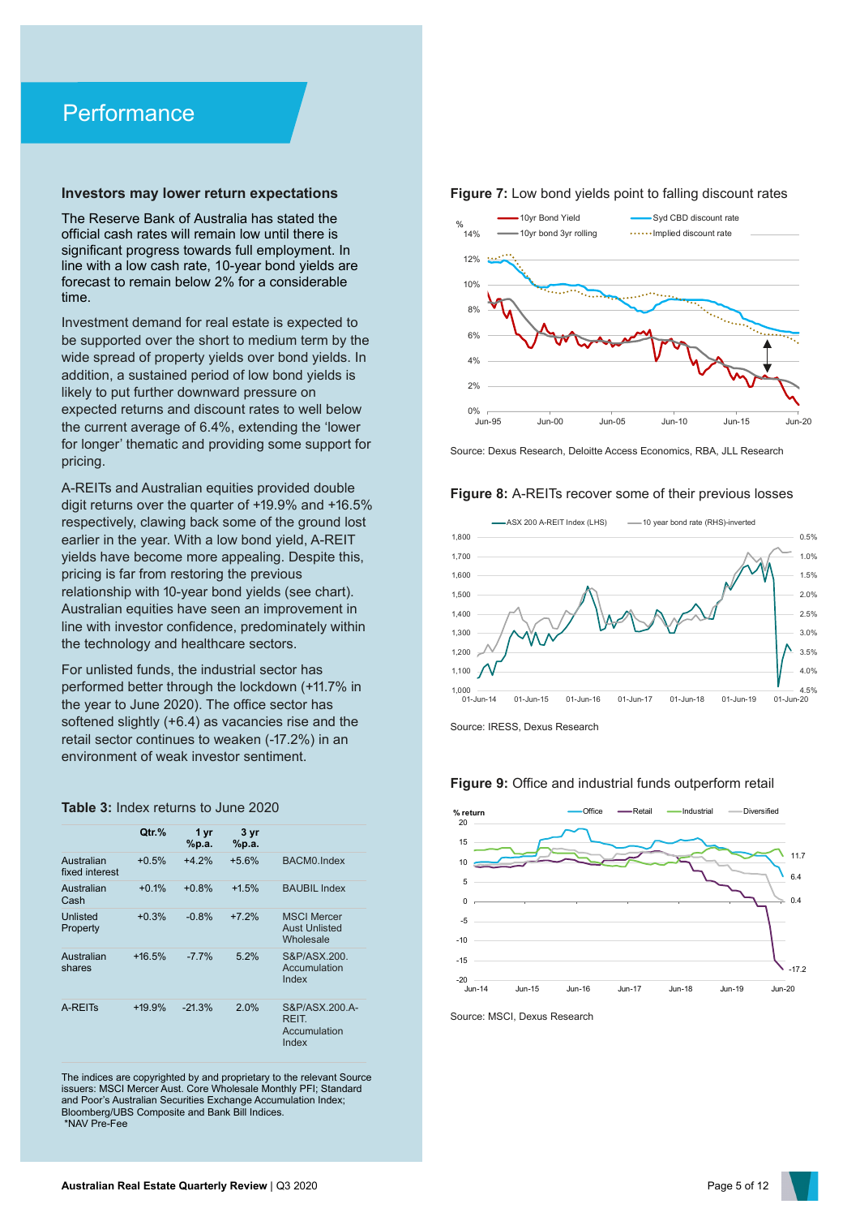# Performance

### Investors may lower return expectations

The Reserve Bank of Australia has stated the official cash rates will remain low until there is significant progress towards full employment. In line with a low cash rate, 10-year bond yields are forecast to remain below 2% for a considerable time.

Investment demand for real estate is expected to be supported over the short to medium term by the wide spread of property yields over bond yields. In addition, a sustained period of low bond yields is likely to put further downward pressure on expected returns and discount rates to well below the current average of 6.4%, extending the 'lower for longer' thematic and providing some support for pricing.

A-REITs and Australian equities provided double digit returns over the quarter of +19.9% and +16.5% respectively, clawing back some of the ground lost earlier in the year. With a low bond yield, A-REIT yields have become more appealing. Despite this, pricing is far from restoring the previous relationship with 10-year bond yields (see chart). Australian equities have seen an improvement in line with investor confidence, predominately within the technology and healthcare sectors.

For unlisted funds, the industrial sector has performed better through the lockdown (+11.7% in the year to June 2020). The office sector has softened slightly (+6.4) as vacancies rise and the retail sector continues to weaken (-17.2%) in an environment of weak investor sentiment.

**Table 3:** Index returns to June 2020

| | Qtr.% | 1 yr %p.a. | 3 yr %p.a. | |
|---|---|---|---|---|
| Australian fixed interest | +0.5% | +4.2% | +5.6% | BACM0.Index |
| Australian Cash | +0.1% | +0.8% | +1.5% | BAUBIL Index |
| Unlisted Property | +0.3% | -0.8% | +7.2% | MSCI Mercer Aust Unlisted Wholesale |
| Australian shares | +16.5% | -7.7% | 5.2% | S&P/ASX.200. Accumulation Index |
| A-REITs | +19.9% | -21.3% | 2.0% | S&P/ASX.200.A-REIT. Accumulation Index |

The indices are copyrighted by and proprietary to the relevant Source issuers: MSCI Mercer Aust. Core Wholesale Monthly PFI; Standard and Poor's Australian Securities Exchange Accumulation Index; Bloomberg/UBS Composite and Bank Bill Indices.
*NAV Pre-Fee

**Figure 7:** Low bond yields point to falling discount rates

Source: Dexus Research, Deloitte Access Economics, RBA, JLL Research

**Figure 8:** A-REITs recover some of their previous losses

Source: IRESS, Dexus Research

**Figure 9:** Office and industrial funds outperform retail

Source: MSCI, Dexus Research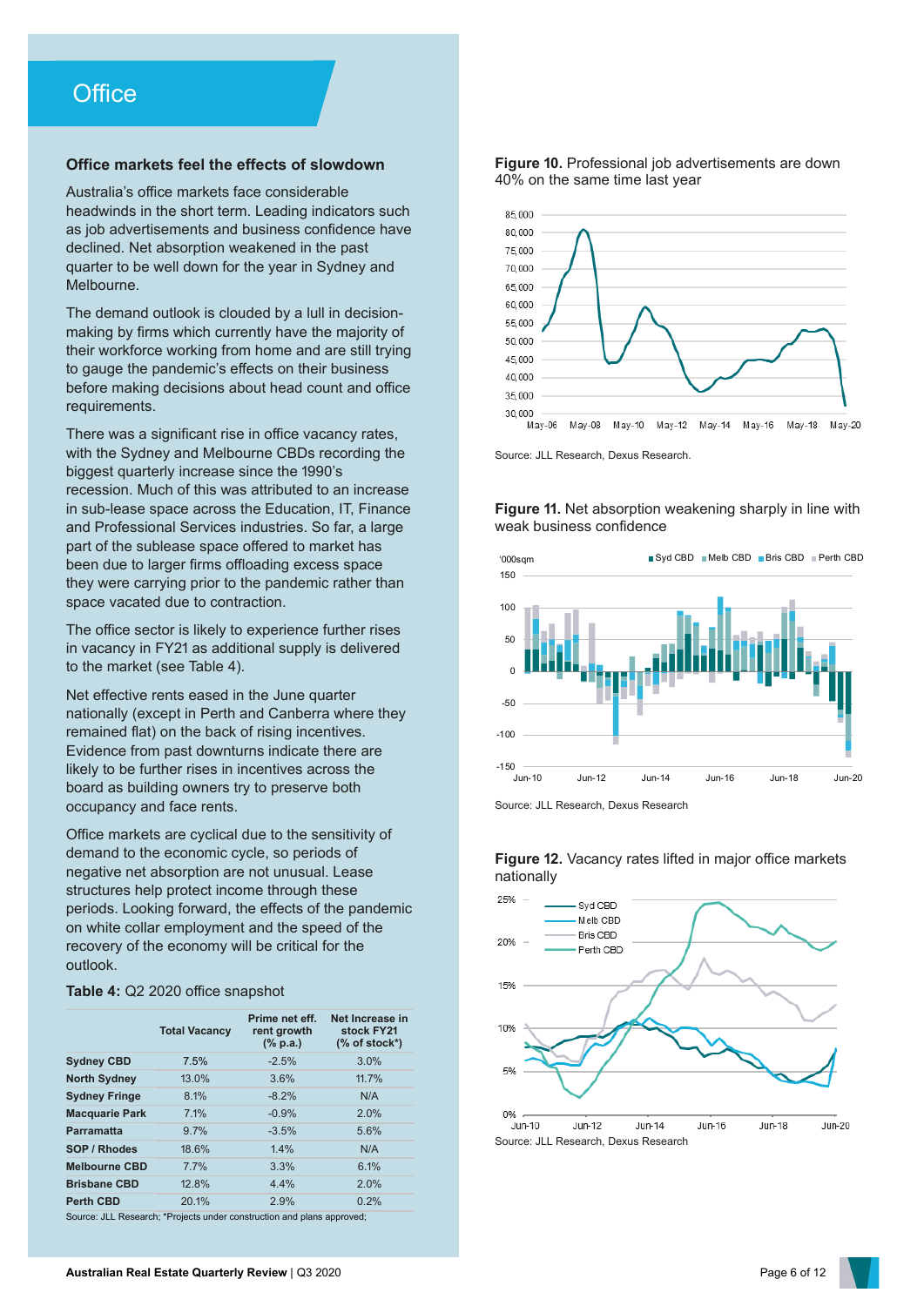# Office

## Office markets feel the effects of slowdown

Australia's office markets face considerable headwinds in the short term. Leading indicators such as job advertisements and business confidence have declined. Net absorption weakened in the past quarter to be well down for the year in Sydney and Melbourne.

The demand outlook is clouded by a lull in decision-making by firms which currently have the majority of their workforce working from home and are still trying to gauge the pandemic's effects on their business before making decisions about head count and office requirements.

There was a significant rise in office vacancy rates, with the Sydney and Melbourne CBDs recording the biggest quarterly increase since the 1990's recession. Much of this was attributed to an increase in sub-lease space across the Education, IT, Finance and Professional Services industries. So far, a large part of the sublease space offered to market has been due to larger firms offloading excess space they were carrying prior to the pandemic rather than space vacated due to contraction.

The office sector is likely to experience further rises in vacancy in FY21 as additional supply is delivered to the market (see Table 4).

Net effective rents eased in the June quarter nationally (except in Perth and Canberra where they remained flat) on the back of rising incentives. Evidence from past downturns indicate there are likely to be further rises in incentives across the board as building owners try to preserve both occupancy and face rents.

Office markets are cyclical due to the sensitivity of demand to the economic cycle, so periods of negative net absorption are not unusual. Lease structures help protect income through these periods. Looking forward, the effects of the pandemic on white collar employment and the speed of the recovery of the economy will be critical for the outlook.

**Table 4:** Q2 2020 office snapshot

| | Total Vacancy | Prime net eff. rent growth (% p.a.) | Net Increase in stock FY21 (% of stock*) |
|---|---|---|---|
| **Sydney CBD** | 7.5% | -2.5% | 3.0% |
| **North Sydney** | 13.0% | 3.6% | 11.7% |
| **Sydney Fringe** | 8.1% | -8.2% | N/A |
| **Macquarie Park** | 7.1% | -0.9% | 2.0% |
| **Parramatta** | 9.7% | -3.5% | 5.6% |
| **SOP / Rhodes** | 18.6% | 1.4% | N/A |
| **Melbourne CBD** | 7.7% | 3.3% | 6.1% |
| **Brisbane CBD** | 12.8% | 4.4% | 2.0% |
| **Perth CBD** | 20.1% | 2.9% | 0.2% |

Source: JLL Research; *Projects under construction and plans approved;

**Figure 10.** Professional job advertisements are down 40% on the same time last year

Source: JLL Research, Dexus Research.

**Figure 11.** Net absorption weakening sharply in line with weak business confidence

Source: JLL Research, Dexus Research

**Figure 12.** Vacancy rates lifted in major office markets nationally

Source: JLL Research, Dexus Research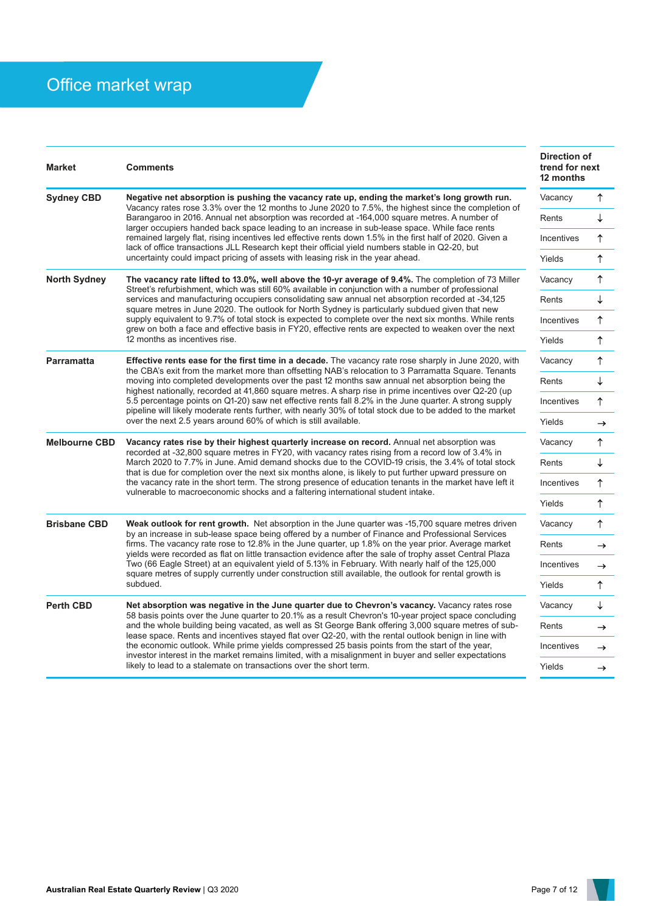# Office market wrap

| Market | Comments | Direction of trend for next 12 months | |
|---|---|---|---|
| **Sydney CBD** | **Negative net absorption is pushing the vacancy rate up, ending the market's long growth run.** Vacancy rates rose 3.3% over the 12 months to June 2020 to 7.5%, the highest since the completion of Barangaroo in 2016. Annual net absorption was recorded at -164,000 square metres. A number of larger occupiers handed back space leading to an increase in sub-lease space. While face rents remained largely flat, rising incentives led effective rents down 1.5% in the first half of 2020. Given a lack of office transactions JLL Research kept their official yield numbers stable in Q2-20, but uncertainty could impact pricing of assets with leasing risk in the year ahead. | Vacancy | ↑ |
| | | Rents | ↓ |
| | | Incentives | ↑ |
| | | Yields | ↑ |
| **North Sydney** | **The vacancy rate lifted to 13.0%, well above the 10-yr average of 9.4%.** The completion of 73 Miller Street's refurbishment, which was still 60% available in conjunction with a number of professional services and manufacturing occupiers consolidating saw annual net absorption recorded at -34,125 square metres in June 2020. The outlook for North Sydney is particularly subdued given that new supply equivalent to 9.7% of total stock is expected to complete over the next six months. While rents grew on both a face and effective basis in FY20, effective rents are expected to weaken over the next 12 months as incentives rise. | Vacancy | ↑ |
| | | Rents | ↓ |
| | | Incentives | ↑ |
| | | Yields | ↑ |
| **Parramatta** | **Effective rents ease for the first time in a decade.** The vacancy rate rose sharply in June 2020, with the CBA's exit from the market more than offsetting NAB's relocation to 3 Parramatta Square. Tenants moving into completed developments over the past 12 months saw annual net absorption being the highest nationally, recorded at 41,860 square metres. A sharp rise in prime incentives over Q2-20 (up 5.5 percentage points on Q1-20) saw net effective rents fall 8.2% in the June quarter. A strong supply pipeline will likely moderate rents further, with nearly 30% of total stock due to be added to the market over the next 2.5 years around 60% of which is still available. | Vacancy | ↑ |
| | | Rents | ↓ |
| | | Incentives | ↑ |
| | | Yields | → |
| **Melbourne CBD** | **Vacancy rates rise by their highest quarterly increase on record.** Annual net absorption was recorded at -32,800 square metres in FY20, with vacancy rates rising from a record low of 3.4% in March 2020 to 7.7% in June. Amid demand shocks due to the COVID-19 crisis, the 3.4% of total stock that is due for completion over the next six months alone, is likely to put further upward pressure on the vacancy rate in the short term. The strong presence of education tenants in the market have left it vulnerable to macroeconomic shocks and a faltering international student intake. | Vacancy | ↑ |
| | | Rents | ↓ |
| | | Incentives | ↑ |
| | | Yields | ↑ |
| **Brisbane CBD** | **Weak outlook for rent growth.** Net absorption in the June quarter was -15,700 square metres driven by an increase in sub-lease space being offered by a number of Finance and Professional Services firms. The vacancy rate rose to 12.8% in the June quarter, up 1.8% on the year prior. Average market yields were recorded as flat on little transaction evidence after the sale of trophy asset Central Plaza Two (66 Eagle Street) at an equivalent yield of 5.13% in February. With nearly half of the 125,000 square metres of supply currently under construction still available, the outlook for rental growth is subdued. | Vacancy | ↑ |
| | | Rents | → |
| | | Incentives | → |
| | | Yields | ↑ |
| **Perth CBD** | **Net absorption was negative in the June quarter due to Chevron's vacancy.** Vacancy rates rose 58 basis points over the June quarter to 20.1% as a result Chevron's 10-year project space concluding and the whole building being vacated, as well as St George Bank offering 3,000 square metres of sub-lease space. Rents and incentives stayed flat over Q2-20, with the rental outlook benign in line with the economic outlook. While prime yields compressed 25 basis points from the start of the year, investor interest in the market remains limited, with a misalignment in buyer and seller expectations likely to lead to a stalemate on transactions over the short term. | Vacancy | ↓ |
| | | Rents | → |
| | | Incentives | → |
| | | Yields | → |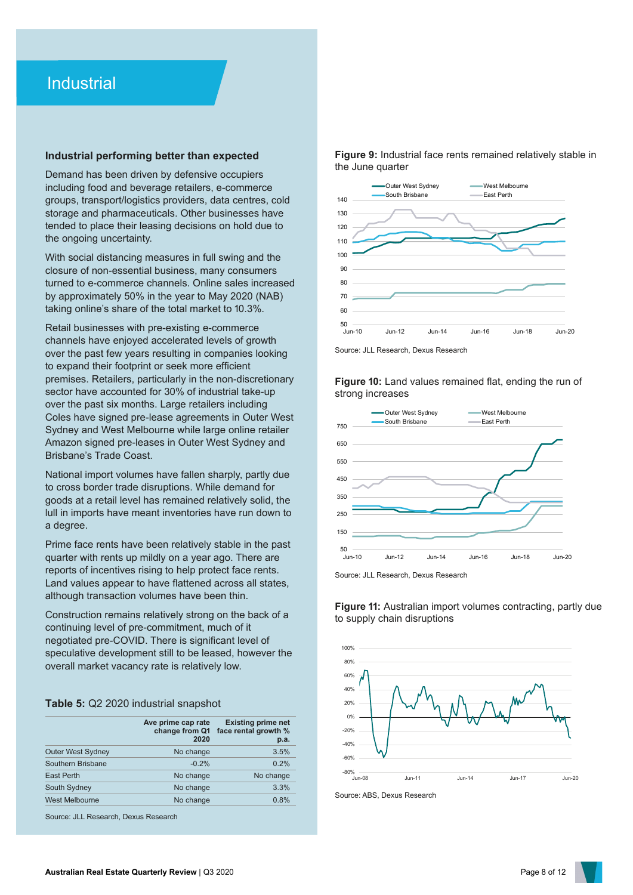# Industrial

### Industrial performing better than expected

Demand has been driven by defensive occupiers including food and beverage retailers, e-commerce groups, transport/logistics providers, data centres, cold storage and pharmaceuticals. Other businesses have tended to place their leasing decisions on hold due to the ongoing uncertainty.

With social distancing measures in full swing and the closure of non-essential business, many consumers turned to e-commerce channels. Online sales increased by approximately 50% in the year to May 2020 (NAB) taking online's share of the total market to 10.3%.

Retail businesses with pre-existing e-commerce channels have enjoyed accelerated levels of growth over the past few years resulting in companies looking to expand their footprint or seek more efficient premises. Retailers, particularly in the non-discretionary sector have accounted for 30% of industrial take-up over the past six months. Large retailers including Coles have signed pre-lease agreements in Outer West Sydney and West Melbourne while large online retailer Amazon signed pre-leases in Outer West Sydney and Brisbane's Trade Coast.

National import volumes have fallen sharply, partly due to cross border trade disruptions. While demand for goods at a retail level has remained relatively solid, the lull in imports have meant inventories have run down to a degree.

Prime face rents have been relatively stable in the past quarter with rents up mildly on a year ago. There are reports of incentives rising to help protect face rents. Land values appear to have flattened across all states, although transaction volumes have been thin.

Construction remains relatively strong on the back of a continuing level of pre-commitment, much of it negotiated pre-COVID. There is significant level of speculative development still to be leased, however the overall market vacancy rate is relatively low.

**Table 5:** Q2 2020 industrial snapshot

| | Ave prime cap rate change from Q1 2020 | Existing prime net face rental growth % p.a. |
|---|---|---|
| Outer West Sydney | No change | 3.5% |
| Southern Brisbane | -0.2% | 0.2% |
| East Perth | No change | No change |
| South Sydney | No change | 3.3% |
| West Melbourne | No change | 0.8% |

Source: JLL Research, Dexus Research

**Figure 9:** Industrial face rents remained relatively stable in the June quarter

Source: JLL Research, Dexus Research

**Figure 10:** Land values remained flat, ending the run of strong increases

Source: JLL Research, Dexus Research

**Figure 11:** Australian import volumes contracting, partly due to supply chain disruptions

Source: ABS, Dexus Research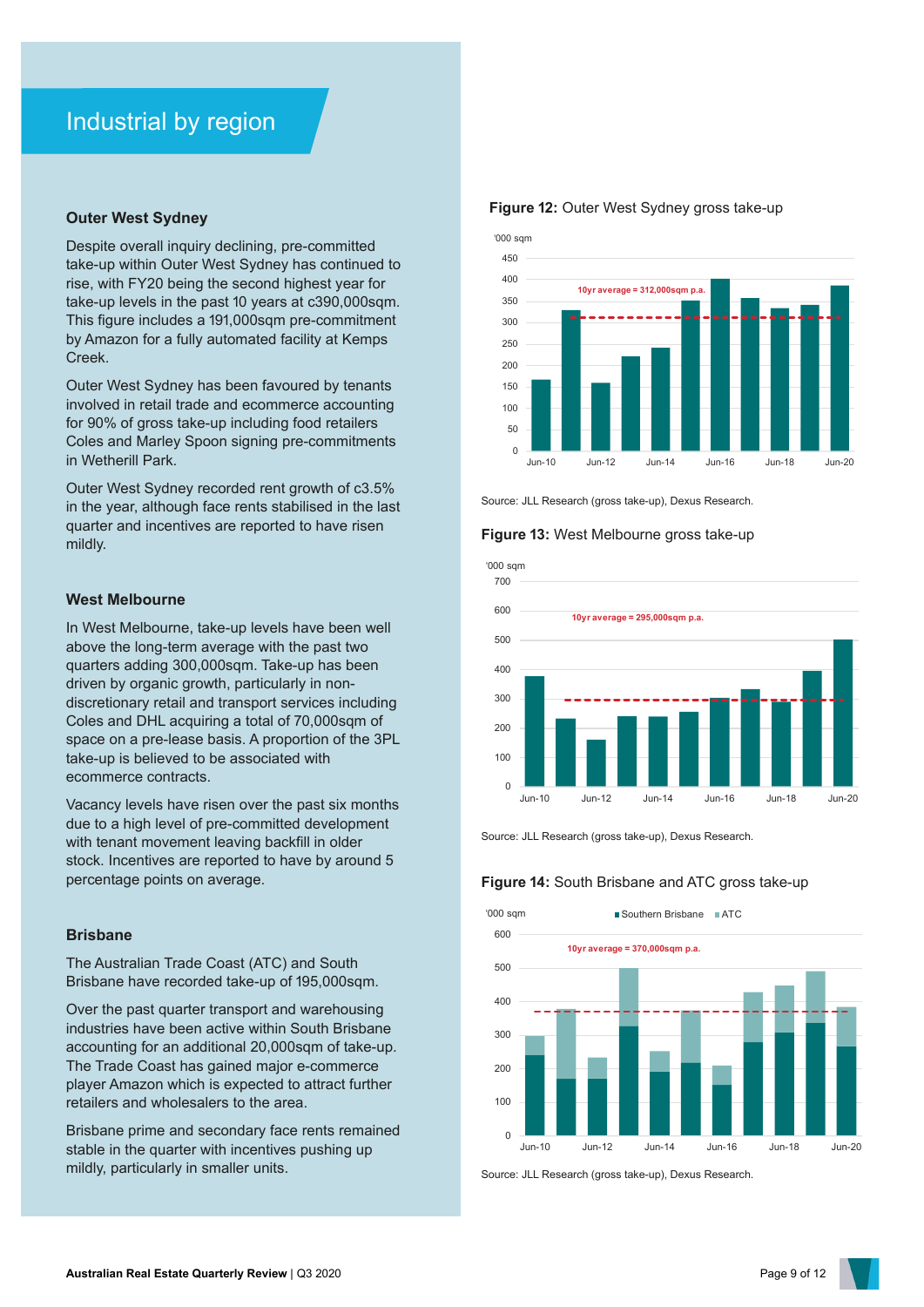# Industrial by region

### Outer West Sydney

Despite overall inquiry declining, pre-committed take-up within Outer West Sydney has continued to rise, with FY20 being the second highest year for take-up levels in the past 10 years at c390,000sqm. This figure includes a 191,000sqm pre-commitment by Amazon for a fully automated facility at Kemps Creek.

Outer West Sydney has been favoured by tenants involved in retail trade and ecommerce accounting for 90% of gross take-up including food retailers Coles and Marley Spoon signing pre-commitments in Wetherill Park.

Outer West Sydney recorded rent growth of c3.5% in the year, although face rents stabilised in the last quarter and incentives are reported to have risen mildly.

### West Melbourne

In West Melbourne, take-up levels have been well above the long-term average with the past two quarters adding 300,000sqm. Take-up has been driven by organic growth, particularly in non-discretionary retail and transport services including Coles and DHL acquiring a total of 70,000sqm of space on a pre-lease basis. A proportion of the 3PL take-up is believed to be associated with ecommerce contracts.

Vacancy levels have risen over the past six months due to a high level of pre-committed development with tenant movement leaving backfill in older stock. Incentives are reported to have by around 5 percentage points on average.

### Brisbane

The Australian Trade Coast (ATC) and South Brisbane have recorded take-up of 195,000sqm.

Over the past quarter transport and warehousing industries have been active within South Brisbane accounting for an additional 20,000sqm of take-up. The Trade Coast has gained major e-commerce player Amazon which is expected to attract further retailers and wholesalers to the area.

Brisbane prime and secondary face rents remained stable in the quarter with incentives pushing up mildly, particularly in smaller units.

**Figure 12:** Outer West Sydney gross take-up

'000 sqm

10yr average = 312,000sqm p.a.

Source: JLL Research (gross take-up), Dexus Research.

**Figure 13:** West Melbourne gross take-up

'000 sqm

10yr average = 295,000sqm p.a.

Source: JLL Research (gross take-up), Dexus Research.

**Figure 14:** South Brisbane and ATC gross take-up

'000 sqm — Southern Brisbane, ATC

10yr average = 370,000sqm p.a.

Source: JLL Research (gross take-up), Dexus Research.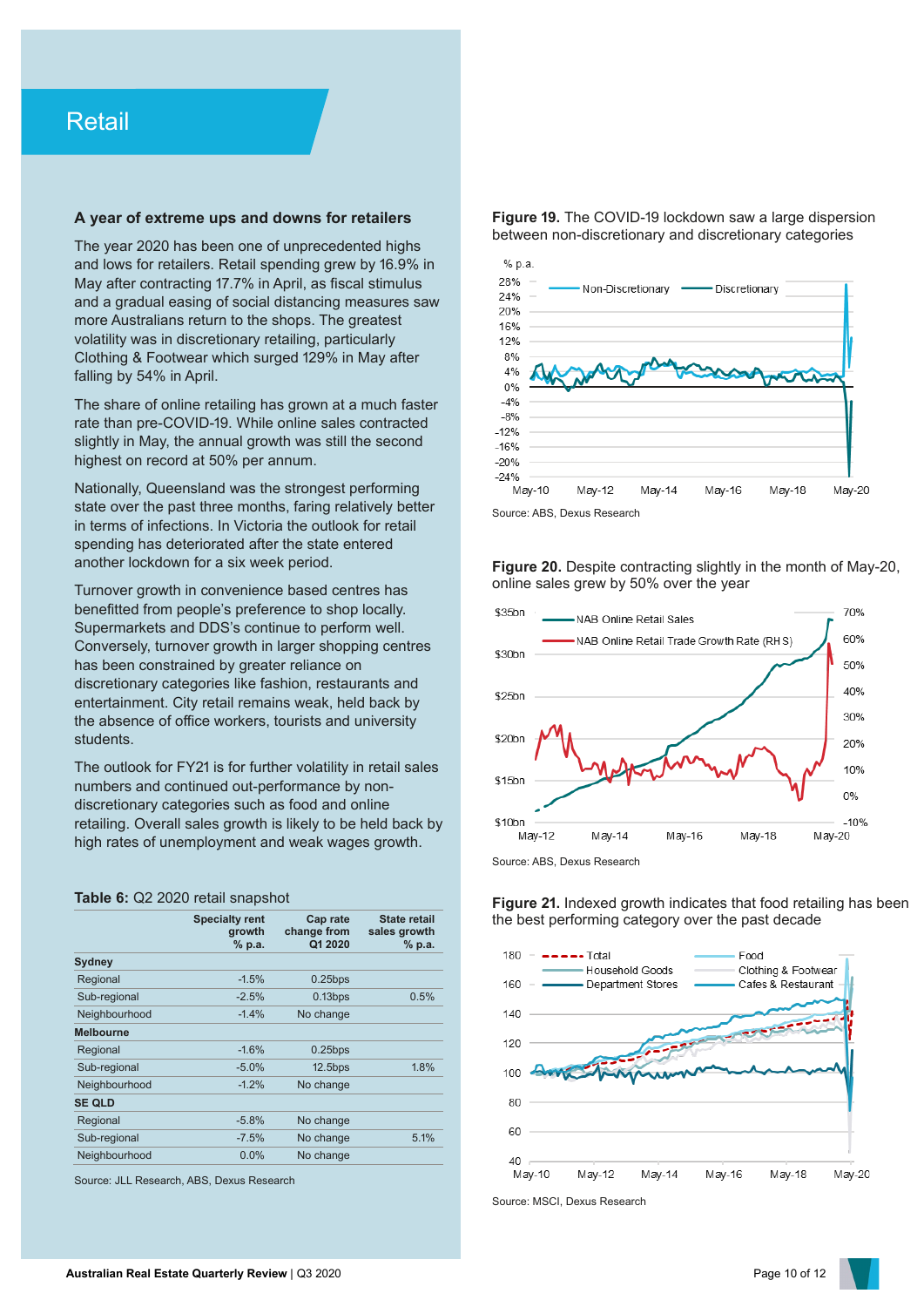# Retail

### A year of extreme ups and downs for retailers

The year 2020 has been one of unprecedented highs and lows for retailers. Retail spending grew by 16.9% in May after contracting 17.7% in April, as fiscal stimulus and a gradual easing of social distancing measures saw more Australians return to the shops. The greatest volatility was in discretionary retailing, particularly Clothing & Footwear which surged 129% in May after falling by 54% in April.

The share of online retailing has grown at a much faster rate than pre-COVID-19. While online sales contracted slightly in May, the annual growth was still the second highest on record at 50% per annum.

Nationally, Queensland was the strongest performing state over the past three months, faring relatively better in terms of infections. In Victoria the outlook for retail spending has deteriorated after the state entered another lockdown for a six week period.

Turnover growth in convenience based centres has benefitted from people's preference to shop locally. Supermarkets and DDS's continue to perform well. Conversely, turnover growth in larger shopping centres has been constrained by greater reliance on discretionary categories like fashion, restaurants and entertainment. City retail remains weak, held back by the absence of office workers, tourists and university students.

The outlook for FY21 is for further volatility in retail sales numbers and continued out-performance by non-discretionary categories such as food and online retailing. Overall sales growth is likely to be held back by high rates of unemployment and weak wages growth.

**Table 6:** Q2 2020 retail snapshot

| | Specialty rent growth % p.a. | Cap rate change from Q1 2020 | State retail sales growth % p.a. |
|---|---|---|---|
| **Sydney** | | | |
| Regional | -1.5% | 0.25bps | |
| Sub-regional | -2.5% | 0.13bps | 0.5% |
| Neighbourhood | -1.4% | No change | |
| **Melbourne** | | | |
| Regional | -1.6% | 0.25bps | |
| Sub-regional | -5.0% | 12.5bps | 1.8% |
| Neighbourhood | -1.2% | No change | |
| **SE QLD** | | | |
| Regional | -5.8% | No change | |
| Sub-regional | -7.5% | No change | 5.1% |
| Neighbourhood | 0.0% | No change | |

Source: JLL Research, ABS, Dexus Research

**Figure 19.** The COVID-19 lockdown saw a large dispersion between non-discretionary and discretionary categories

Source: ABS, Dexus Research

**Figure 20.** Despite contracting slightly in the month of May-20, online sales grew by 50% over the year

Source: ABS, Dexus Research

**Figure 21.** Indexed growth indicates that food retailing has been the best performing category over the past decade

Source: MSCI, Dexus Research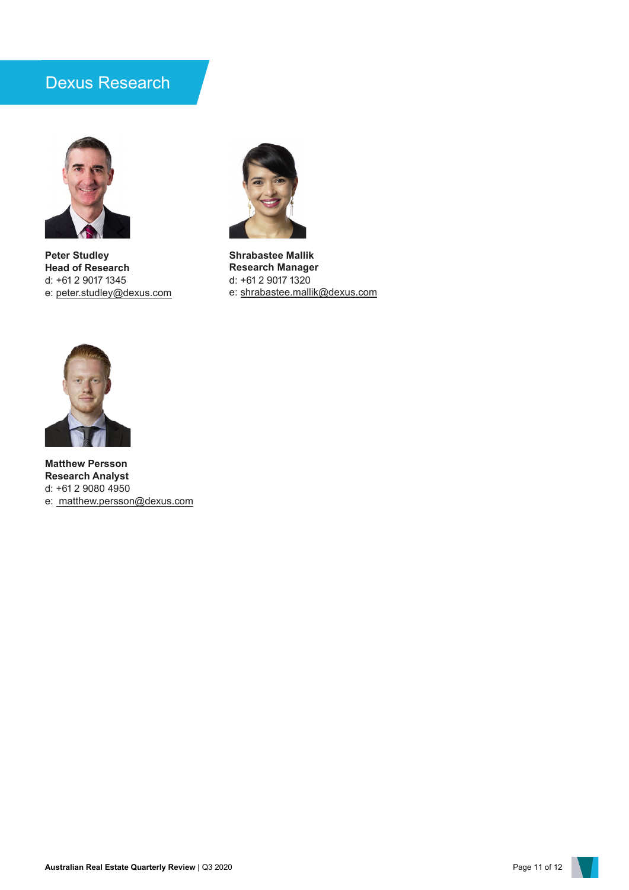# Dexus Research

**Peter Studley**
**Head of Research**
d: +61 2 9017 1345
e: peter.studley@dexus.com

**Shrabastee Mallik**
**Research Manager**
d: +61 2 9017 1320
e: shrabastee.mallik@dexus.com

**Matthew Persson**
**Research Analyst**
d: +61 2 9080 4950
e: matthew.persson@dexus.com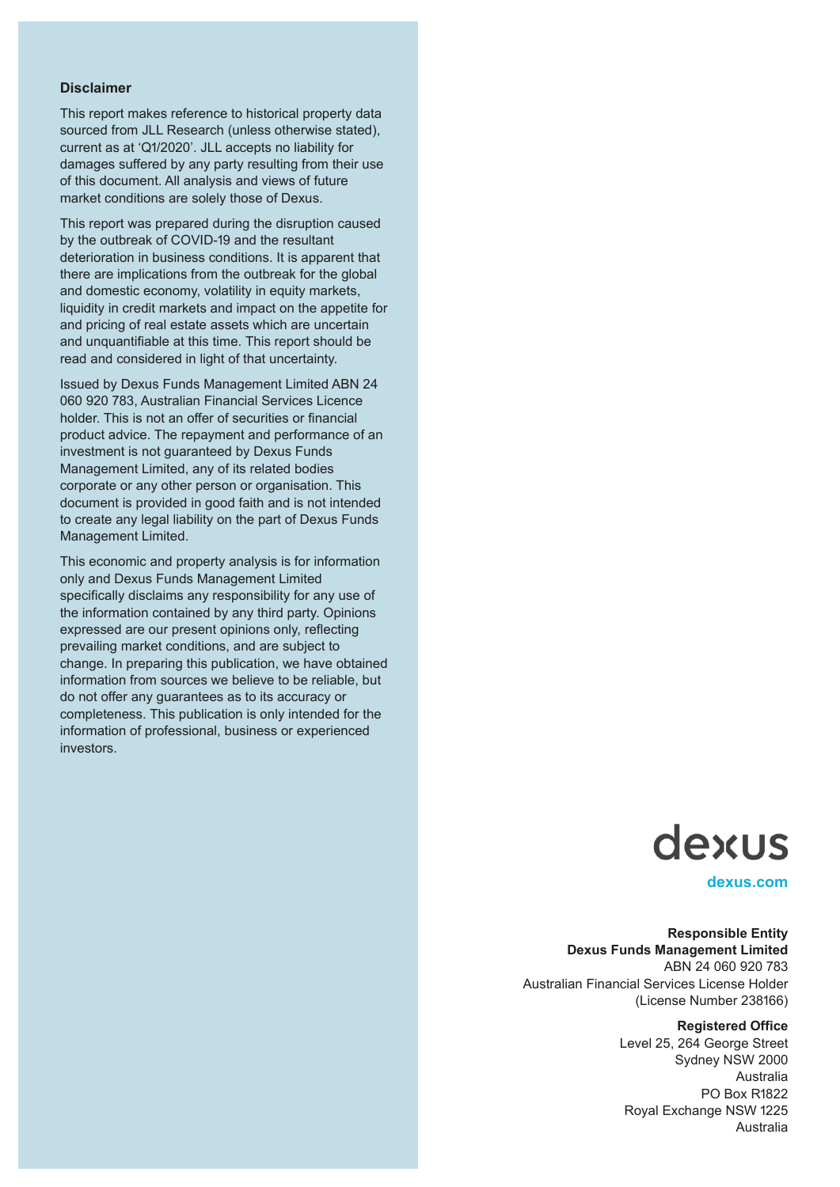## Disclaimer

This report makes reference to historical property data sourced from JLL Research (unless otherwise stated), current as at 'Q1/2020'. JLL accepts no liability for damages suffered by any party resulting from their use of this document. All analysis and views of future market conditions are solely those of Dexus.

This report was prepared during the disruption caused by the outbreak of COVID-19 and the resultant deterioration in business conditions. It is apparent that there are implications from the outbreak for the global and domestic economy, volatility in equity markets, liquidity in credit markets and impact on the appetite for and pricing of real estate assets which are uncertain and unquantifiable at this time. This report should be read and considered in light of that uncertainty.

Issued by Dexus Funds Management Limited ABN 24 060 920 783, Australian Financial Services Licence holder. This is not an offer of securities or financial product advice. The repayment and performance of an investment is not guaranteed by Dexus Funds Management Limited, any of its related bodies corporate or any other person or organisation. This document is provided in good faith and is not intended to create any legal liability on the part of Dexus Funds Management Limited.

This economic and property analysis is for information only and Dexus Funds Management Limited specifically disclaims any responsibility for any use of the information contained by any third party. Opinions expressed are our present opinions only, reflecting prevailing market conditions, and are subject to change. In preparing this publication, we have obtained information from sources we believe to be reliable, but do not offer any guarantees as to its accuracy or completeness. This publication is only intended for the information of professional, business or experienced investors.

dexus

**dexus.com**

**Responsible Entity**
**Dexus Funds Management Limited**
ABN 24 060 920 783
Australian Financial Services License Holder
(License Number 238166)

**Registered Office**
Level 25, 264 George Street
Sydney NSW 2000
Australia
PO Box R1822
Royal Exchange NSW 1225
Australia